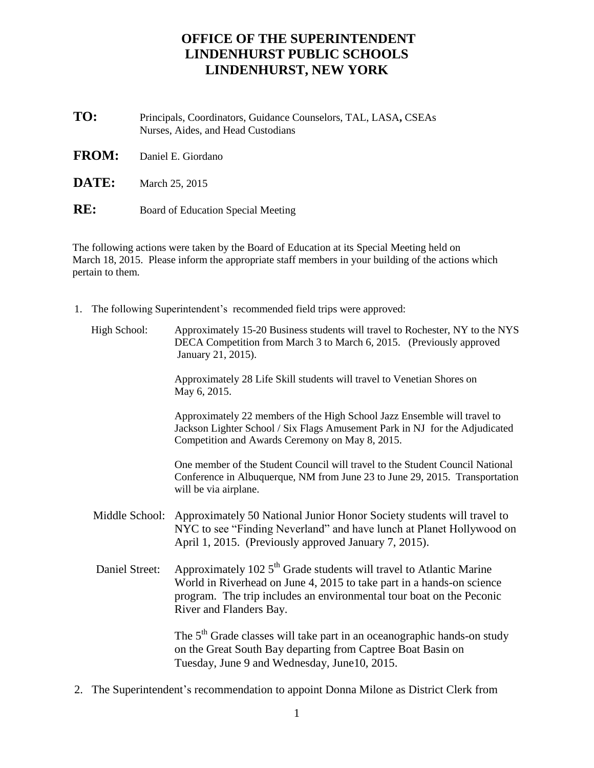# OFFICE OF THE SUPERINTENDENT
# LINDENHURST PUBLIC SCHOOLS
# LINDENHURST, NEW YORK

**TO:** Principals, Coordinators, Guidance Counselors, TAL, LASA**,** CSEAs Nurses, Aides, and Head Custodians

**FROM:** Daniel E. Giordano

**DATE:** March 25, 2015

**RE:** Board of Education Special Meeting

The following actions were taken by the Board of Education at its Special Meeting held on March 18, 2015. Please inform the appropriate staff members in your building of the actions which pertain to them.

1. The following Superintendent's recommended field trips were approved:

   High School: Approximately 15-20 Business students will travel to Rochester, NY to the NYS DECA Competition from March 3 to March 6, 2015. (Previously approved January 21, 2015).

   Approximately 28 Life Skill students will travel to Venetian Shores on May 6, 2015.

   Approximately 22 members of the High School Jazz Ensemble will travel to Jackson Lighter School / Six Flags Amusement Park in NJ for the Adjudicated Competition and Awards Ceremony on May 8, 2015.

   One member of the Student Council will travel to the Student Council National Conference in Albuquerque, NM from June 23 to June 29, 2015. Transportation will be via airplane.

   Middle School: Approximately 50 National Junior Honor Society students will travel to NYC to see "Finding Neverland" and have lunch at Planet Hollywood on April 1, 2015. (Previously approved January 7, 2015).

   Daniel Street: Approximately 102 5th Grade students will travel to Atlantic Marine World in Riverhead on June 4, 2015 to take part in a hands-on science program. The trip includes an environmental tour boat on the Peconic River and Flanders Bay.

   The 5th Grade classes will take part in an oceanographic hands-on study on the Great South Bay departing from Captree Boat Basin on Tuesday, June 9 and Wednesday, June10, 2015.

2. The Superintendent's recommendation to appoint Donna Milone as District Clerk from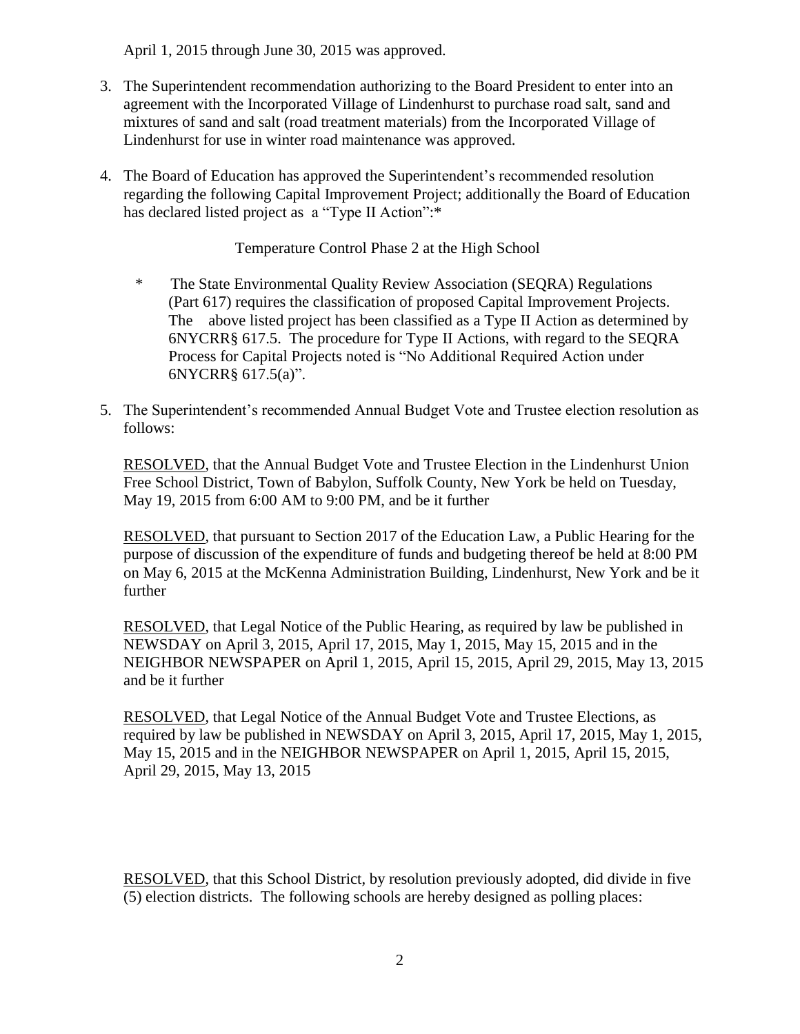April 1, 2015 through June 30, 2015 was approved.

3. The Superintendent recommendation authorizing to the Board President to enter into an agreement with the Incorporated Village of Lindenhurst to purchase road salt, sand and mixtures of sand and salt (road treatment materials) from the Incorporated Village of Lindenhurst for use in winter road maintenance was approved.

4. The Board of Education has approved the Superintendent's recommended resolution regarding the following Capital Improvement Project; additionally the Board of Education has declared listed project as a "Type II Action":*

   Temperature Control Phase 2 at the High School

   \* The State Environmental Quality Review Association (SEQRA) Regulations (Part 617) requires the classification of proposed Capital Improvement Projects. The above listed project has been classified as a Type II Action as determined by 6NYCRR§ 617.5. The procedure for Type II Actions, with regard to the SEQRA Process for Capital Projects noted is "No Additional Required Action under 6NYCRR§ 617.5(a)".

5. The Superintendent's recommended Annual Budget Vote and Trustee election resolution as follows:

   RESOLVED, that the Annual Budget Vote and Trustee Election in the Lindenhurst Union Free School District, Town of Babylon, Suffolk County, New York be held on Tuesday, May 19, 2015 from 6:00 AM to 9:00 PM, and be it further

   RESOLVED, that pursuant to Section 2017 of the Education Law, a Public Hearing for the purpose of discussion of the expenditure of funds and budgeting thereof be held at 8:00 PM on May 6, 2015 at the McKenna Administration Building, Lindenhurst, New York and be it further

   RESOLVED, that Legal Notice of the Public Hearing, as required by law be published in NEWSDAY on April 3, 2015, April 17, 2015, May 1, 2015, May 15, 2015 and in the NEIGHBOR NEWSPAPER on April 1, 2015, April 15, 2015, April 29, 2015, May 13, 2015 and be it further

   RESOLVED, that Legal Notice of the Annual Budget Vote and Trustee Elections, as required by law be published in NEWSDAY on April 3, 2015, April 17, 2015, May 1, 2015, May 15, 2015 and in the NEIGHBOR NEWSPAPER on April 1, 2015, April 15, 2015, April 29, 2015, May 13, 2015

   RESOLVED, that this School District, by resolution previously adopted, did divide in five (5) election districts. The following schools are hereby designed as polling places: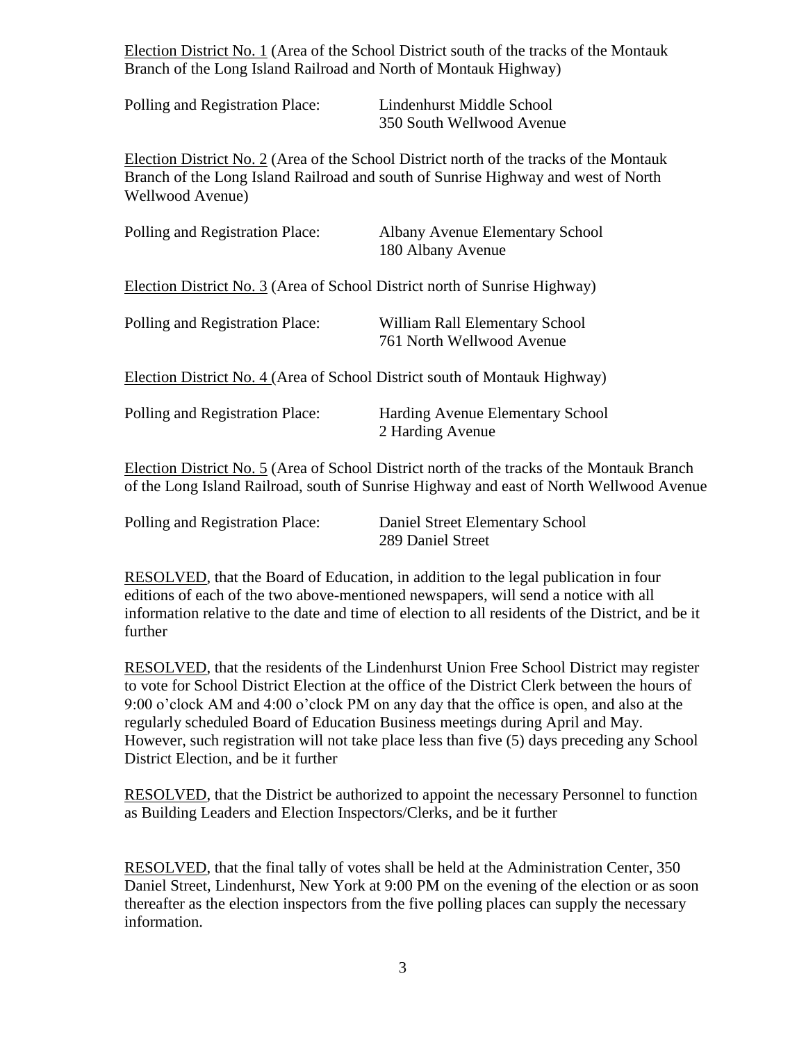Election District No. 1 (Area of the School District south of the tracks of the Montauk Branch of the Long Island Railroad and North of Montauk Highway)

Polling and Registration Place: Lindenhurst Middle School
350 South Wellwood Avenue

Election District No. 2 (Area of the School District north of the tracks of the Montauk Branch of the Long Island Railroad and south of Sunrise Highway and west of North Wellwood Avenue)

Polling and Registration Place: Albany Avenue Elementary School
180 Albany Avenue

Election District No. 3 (Area of School District north of Sunrise Highway)

Polling and Registration Place: William Rall Elementary School
761 North Wellwood Avenue

Election District No. 4 (Area of School District south of Montauk Highway)

Polling and Registration Place: Harding Avenue Elementary School
2 Harding Avenue

Election District No. 5 (Area of School District north of the tracks of the Montauk Branch of the Long Island Railroad, south of Sunrise Highway and east of North Wellwood Avenue

Polling and Registration Place: Daniel Street Elementary School
289 Daniel Street

RESOLVED, that the Board of Education, in addition to the legal publication in four editions of each of the two above-mentioned newspapers, will send a notice with all information relative to the date and time of election to all residents of the District, and be it further

RESOLVED, that the residents of the Lindenhurst Union Free School District may register to vote for School District Election at the office of the District Clerk between the hours of 9:00 o'clock AM and 4:00 o'clock PM on any day that the office is open, and also at the regularly scheduled Board of Education Business meetings during April and May. However, such registration will not take place less than five (5) days preceding any School District Election, and be it further

RESOLVED, that the District be authorized to appoint the necessary Personnel to function as Building Leaders and Election Inspectors/Clerks, and be it further

RESOLVED, that the final tally of votes shall be held at the Administration Center, 350 Daniel Street, Lindenhurst, New York at 9:00 PM on the evening of the election or as soon thereafter as the election inspectors from the five polling places can supply the necessary information.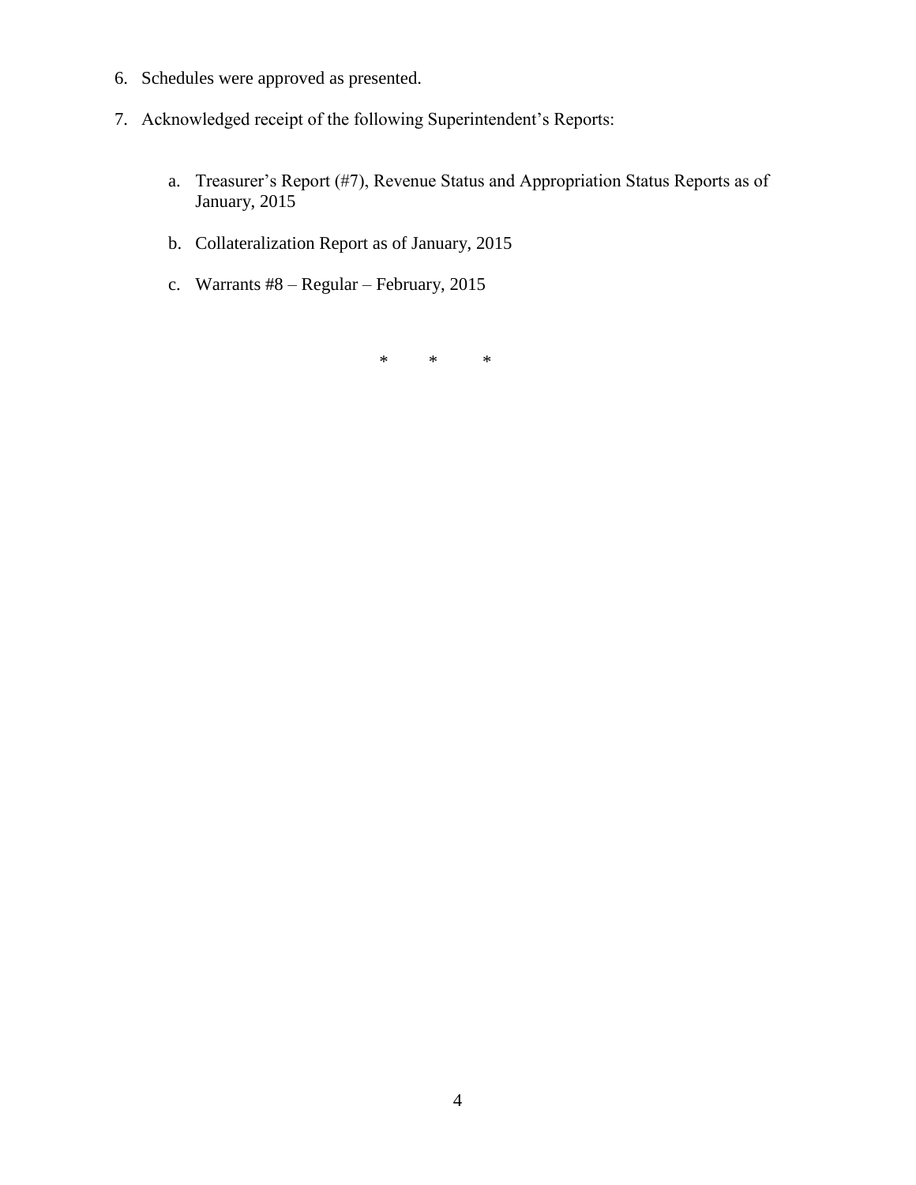6. Schedules were approved as presented.

7. Acknowledged receipt of the following Superintendent's Reports:

   a. Treasurer's Report (#7), Revenue Status and Appropriation Status Reports as of January, 2015

   b. Collateralization Report as of January, 2015

   c. Warrants #8 – Regular – February, 2015

\* \* \*